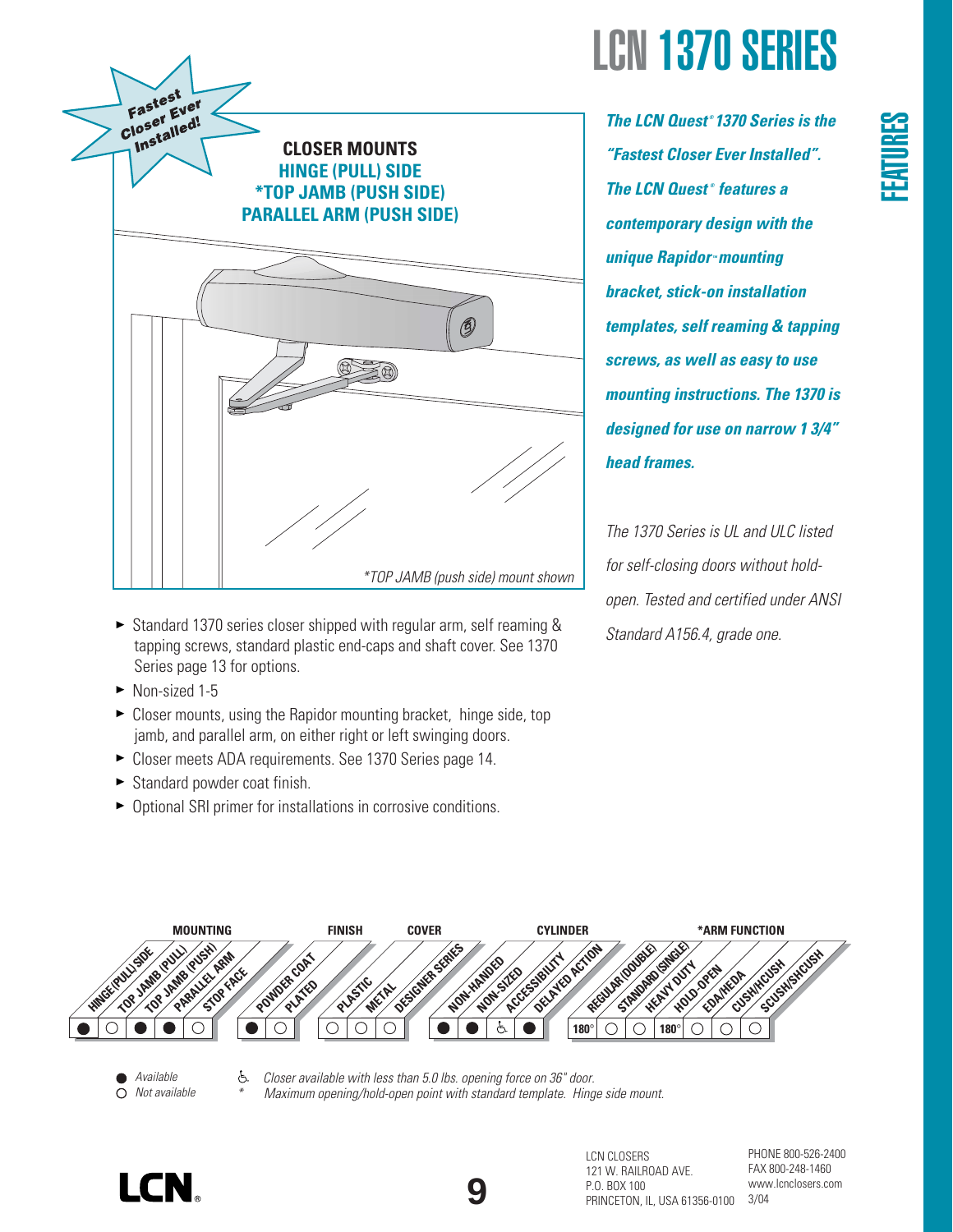# LCN 1370 SERIES

## FEATURES

Fastest Closer Ever Installed!

**CLOSER MOUNTS**
**HINGE (PULL) SIDE**
***TOP JAMB (PUSH SIDE)**
**PARALLEL ARM (PUSH SIDE)**

*\*TOP JAMB (push side) mount shown*

***The LCN Quest® 1370 Series is the "Fastest Closer Ever Installed". The LCN Quest® features a contemporary design with the unique Rapidor™ mounting bracket, stick-on installation templates, self reaming & tapping screws, as well as easy to use mounting instructions. The 1370 is designed for use on narrow 1 3/4" head frames.***

*The 1370 Series is UL and ULC listed for self-closing doors without hold-open. Tested and certified under ANSI Standard A156.4, grade one.*

- Standard 1370 series closer shipped with regular arm, self reaming & tapping screws, standard plastic end-caps and shaft cover. See 1370 Series page 13 for options.
- Non-sized 1-5
- Closer mounts, using the Rapidor mounting bracket, hinge side, top jamb, and parallel arm, on either right or left swinging doors.
- Closer meets ADA requirements. See 1370 Series page 14.
- Standard powder coat finish.
- Optional SRI primer for installations in corrosive conditions.

| Category | Option | Availability |
|---|---|---|
| MOUNTING | HINGE (PULL) SIDE | ● |
| | TOP JAMB (PULL) | ○ |
| | TOP JAMB (PUSH) | ● |
| | PARALLEL ARM | ● |
| | STOP FACE | ○ |
| FINISH | POWDER COAT | ● |
| | PLATED | ○ |
| COVER | PLASTIC | ○ |
| | METAL | ○ |
| | DESIGNER SERIES | ○ |
| CYLINDER | NON-HANDED | ● |
| | NON-SIZED | ● |
| | ACCESSIBILITY | ♿ |
| | DELAYED ACTION | ● |
| *ARM FUNCTION | REGULAR (DOUBLE) | 180° |
| | STANDARD (SINGLE) | ○ |
| | HEAVY DUTY | ○ |
| | HOLD-OPEN | 180° |
| | EDA/HEDA | ○ |
| | CUSH/HCUSH | ○ |
| | SCUSH/SHCUSH | ○ |

● *Available*
○ *Not available*

♿ *Closer available with less than 5.0 lbs. opening force on 36" door.*
\* *Maximum opening/hold-open point with standard template. Hinge side mount.*

LCN CLOSERS
121 W. RAILROAD AVE.
P.O. BOX 100
PRINCETON, IL, USA 61356-0100

PHONE 800-526-2400
FAX 800-248-1460
www.lcnclosers.com
3/04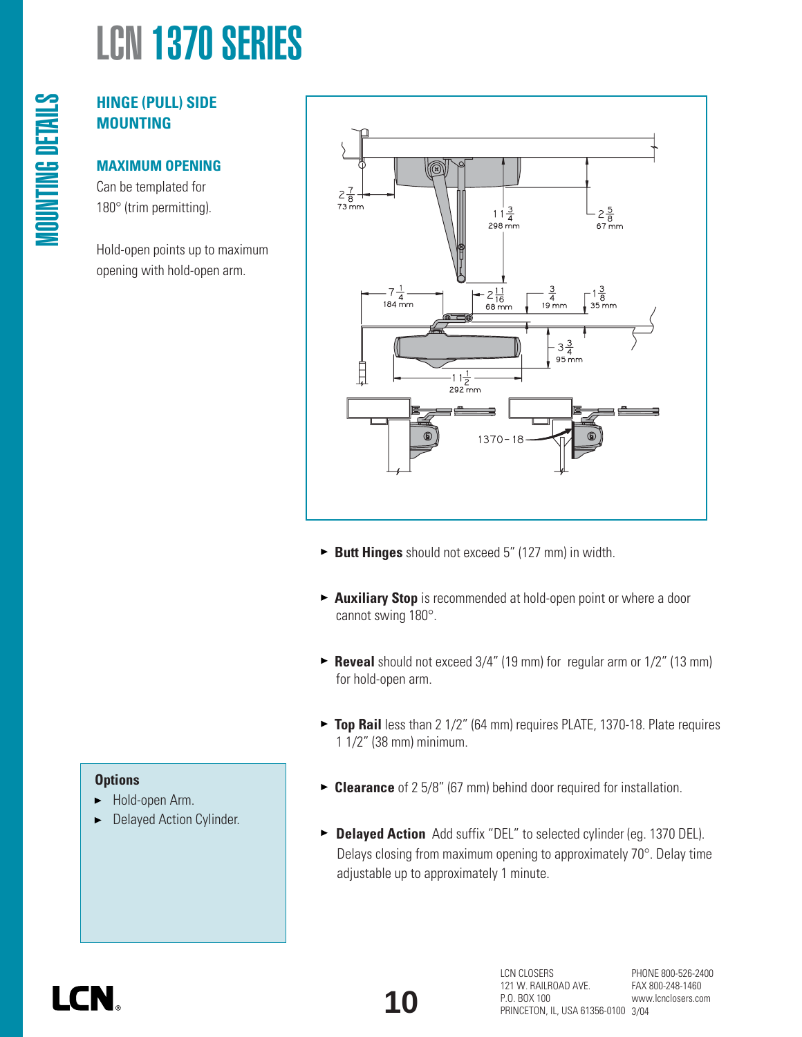# LCN 1370 SERIES

MOUNTING DETAILS

## HINGE (PULL) SIDE MOUNTING

### MAXIMUM OPENING

Can be templated for 180° (trim permitting).

Hold-open points up to maximum opening with hold-open arm.

- **Butt Hinges** should not exceed 5" (127 mm) in width.
- **Auxiliary Stop** is recommended at hold-open point or where a door cannot swing 180°.
- **Reveal** should not exceed 3/4" (19 mm) for regular arm or 1/2" (13 mm) for hold-open arm.
- **Top Rail** less than 2 1/2" (64 mm) requires PLATE, 1370-18. Plate requires 1 1/2" (38 mm) minimum.
- **Clearance** of 2 5/8" (67 mm) behind door required for installation.
- **Delayed Action** Add suffix "DEL" to selected cylinder (eg. 1370 DEL). Delays closing from maximum opening to approximately 70°. Delay time adjustable up to approximately 1 minute.

**Options**

- Hold-open Arm.
- Delayed Action Cylinder.

LCN CLOSERS
121 W. RAILROAD AVE.
P.O. BOX 100
PRINCETON, IL, USA 61356-0100

PHONE 800-526-2400
FAX 800-248-1460
www.lcnclosers.com
3/04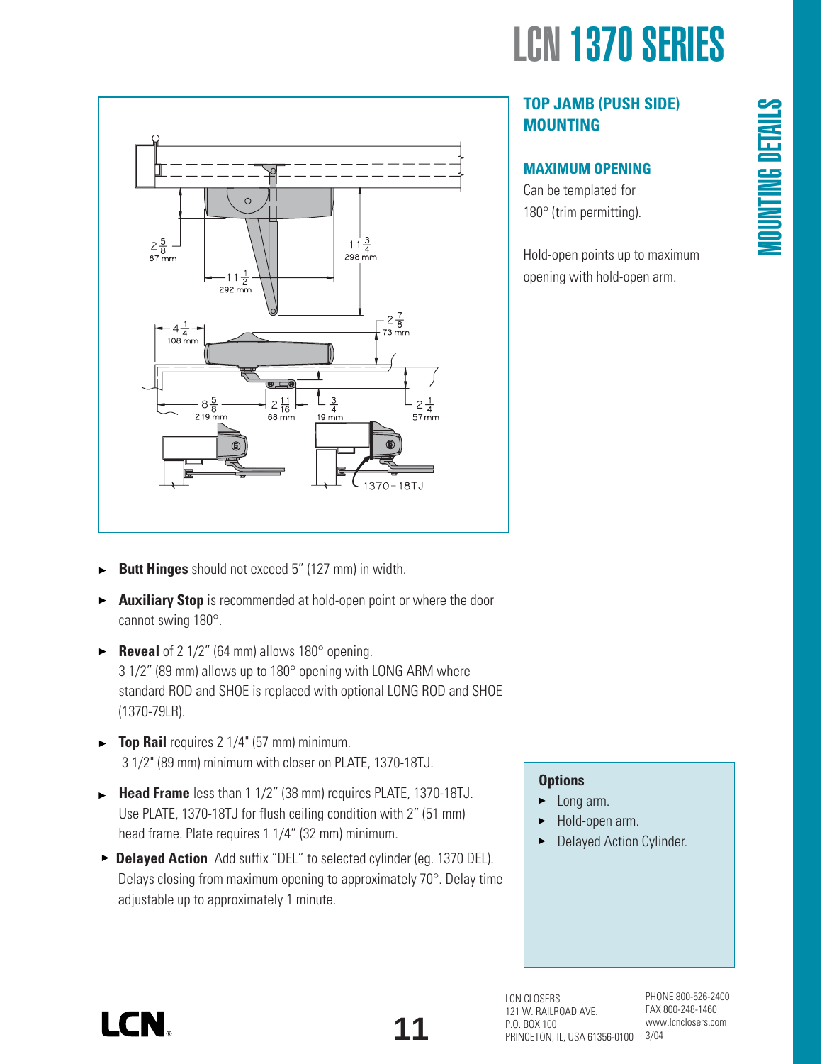# LCN 1370 SERIES

## MOUNTING DETAILS

### TOP JAMB (PUSH SIDE) MOUNTING

#### MAXIMUM OPENING

Can be templated for 180° (trim permitting).

Hold-open points up to maximum opening with hold-open arm.

- **Butt Hinges** should not exceed 5" (127 mm) in width.
- **Auxiliary Stop** is recommended at hold-open point or where the door cannot swing 180°.
- **Reveal** of 2 1/2" (64 mm) allows 180° opening.
  3 1/2" (89 mm) allows up to 180° opening with LONG ARM where standard ROD and SHOE is replaced with optional LONG ROD and SHOE (1370-79LR).
- **Top Rail** requires 2 1/4" (57 mm) minimum.
  3 1/2" (89 mm) minimum with closer on PLATE, 1370-18TJ.
- **Head Frame** less than 1 1/2" (38 mm) requires PLATE, 1370-18TJ.
  Use PLATE, 1370-18TJ for flush ceiling condition with 2" (51 mm) head frame. Plate requires 1 1/4" (32 mm) minimum.
- **Delayed Action** Add suffix "DEL" to selected cylinder (eg. 1370 DEL). Delays closing from maximum opening to approximately 70°. Delay time adjustable up to approximately 1 minute.

**Options**

- Long arm.
- Hold-open arm.
- Delayed Action Cylinder.

LCN CLOSERS
121 W. RAILROAD AVE.
P.O. BOX 100
PRINCETON, IL, USA 61356-0100

PHONE 800-526-2400
FAX 800-248-1460
www.lcnclosers.com
3/04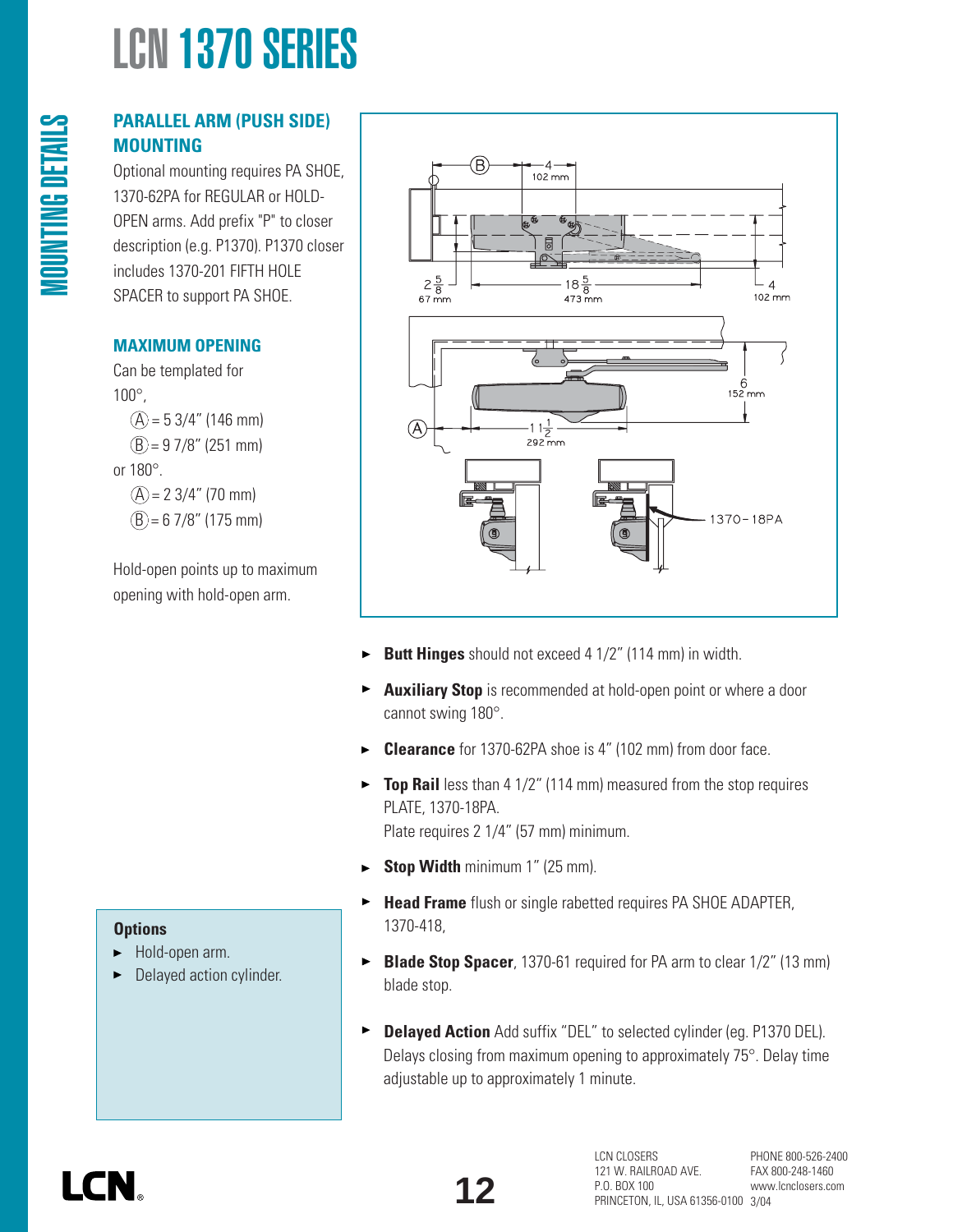# LCN 1370 SERIES

## MOUNTING DETAILS

### PARALLEL ARM (PUSH SIDE) MOUNTING

Optional mounting requires PA SHOE, 1370-62PA for REGULAR or HOLD-OPEN arms. Add prefix "P" to closer description (e.g. P1370). P1370 closer includes 1370-201 FIFTH HOLE SPACER to support PA SHOE.

### MAXIMUM OPENING

Can be templated for 100°,

Ⓐ = 5 3/4" (146 mm)
Ⓑ = 9 7/8" (251 mm)

or 180°.

Ⓐ = 2 3/4" (70 mm)
Ⓑ = 6 7/8" (175 mm)

Hold-open points up to maximum opening with hold-open arm.

- **Butt Hinges** should not exceed 4 1/2" (114 mm) in width.
- **Auxiliary Stop** is recommended at hold-open point or where a door cannot swing 180°.
- **Clearance** for 1370-62PA shoe is 4" (102 mm) from door face.
- **Top Rail** less than 4 1/2" (114 mm) measured from the stop requires PLATE, 1370-18PA. Plate requires 2 1/4" (57 mm) minimum.
- **Stop Width** minimum 1" (25 mm).
- **Head Frame** flush or single rabetted requires PA SHOE ADAPTER, 1370-418,
- **Blade Stop Spacer**, 1370-61 required for PA arm to clear 1/2" (13 mm) blade stop.
- **Delayed Action** Add suffix "DEL" to selected cylinder (eg. P1370 DEL). Delays closing from maximum opening to approximately 75°. Delay time adjustable up to approximately 1 minute.

### Options

- Hold-open arm.
- Delayed action cylinder.

LCN

LCN CLOSERS
121 W. RAILROAD AVE.
P.O. BOX 100
PRINCETON, IL, USA 61356-0100

PHONE 800-526-2400
FAX 800-248-1460
www.lcnclosers.com
3/04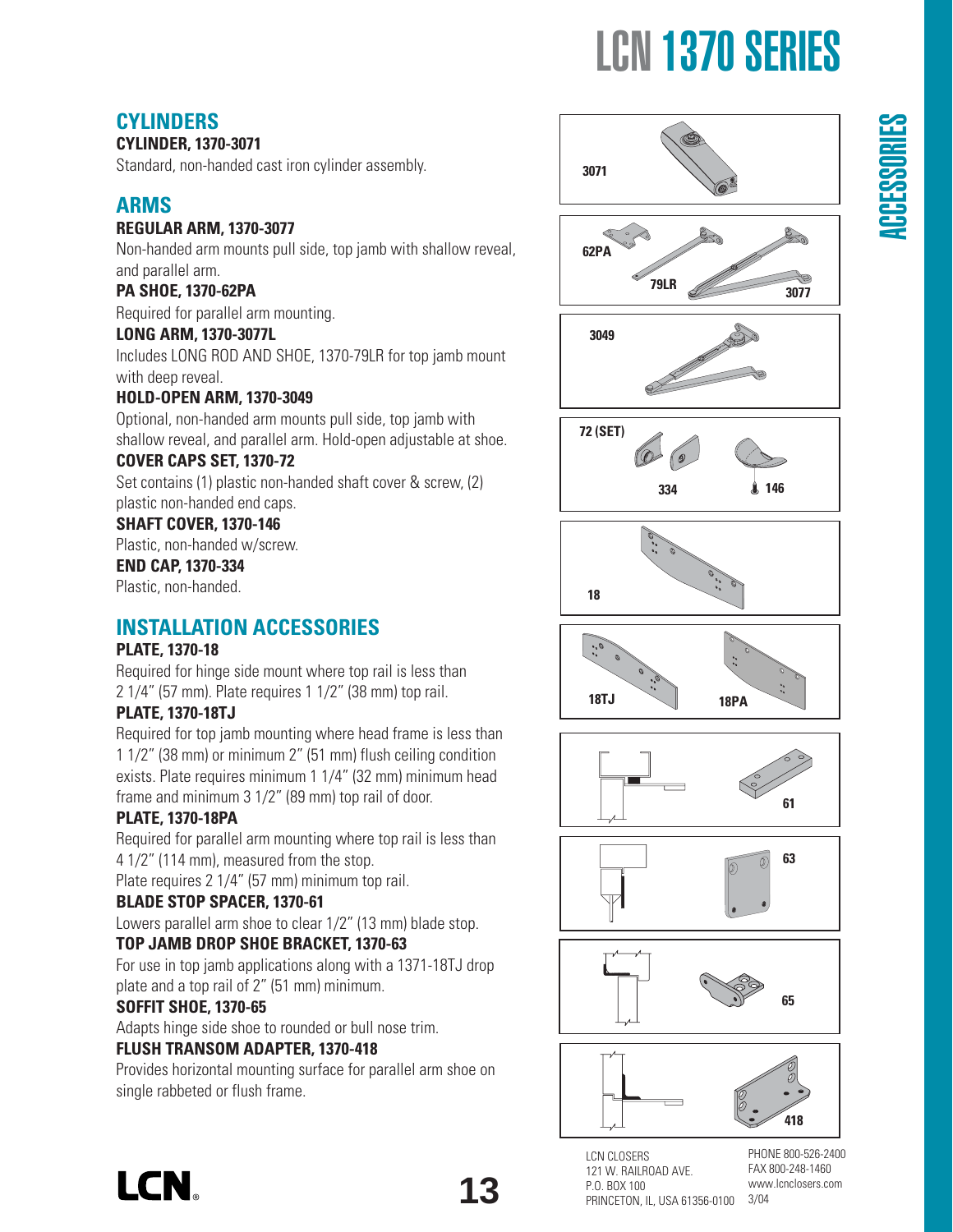# LCN 1370 SERIES

## ACCESSORIES

### CYLINDERS

**CYLINDER, 1370-3071**

Standard, non-handed cast iron cylinder assembly.

### ARMS

**REGULAR ARM, 1370-3077**

Non-handed arm mounts pull side, top jamb with shallow reveal, and parallel arm.

**PA SHOE, 1370-62PA**

Required for parallel arm mounting.

**LONG ARM, 1370-3077L**

Includes LONG ROD AND SHOE, 1370-79LR for top jamb mount with deep reveal.

**HOLD-OPEN ARM, 1370-3049**

Optional, non-handed arm mounts pull side, top jamb with shallow reveal, and parallel arm. Hold-open adjustable at shoe.

**COVER CAPS SET, 1370-72**

Set contains (1) plastic non-handed shaft cover & screw, (2) plastic non-handed end caps.

**SHAFT COVER, 1370-146**

Plastic, non-handed w/screw.

**END CAP, 1370-334**

Plastic, non-handed.

### INSTALLATION ACCESSORIES

**PLATE, 1370-18**

Required for hinge side mount where top rail is less than 2 1/4" (57 mm). Plate requires 1 1/2" (38 mm) top rail.

**PLATE, 1370-18TJ**

Required for top jamb mounting where head frame is less than 1 1/2" (38 mm) or minimum 2" (51 mm) flush ceiling condition exists. Plate requires minimum 1 1/4" (32 mm) minimum head frame and minimum 3 1/2" (89 mm) top rail of door.

**PLATE, 1370-18PA**

Required for parallel arm mounting where top rail is less than 4 1/2" (114 mm), measured from the stop.
Plate requires 2 1/4" (57 mm) minimum top rail.

**BLADE STOP SPACER, 1370-61**

Lowers parallel arm shoe to clear 1/2" (13 mm) blade stop.

**TOP JAMB DROP SHOE BRACKET, 1370-63**

For use in top jamb applications along with a 1371-18TJ drop plate and a top rail of 2" (51 mm) minimum.

**SOFFIT SHOE, 1370-65**

Adapts hinge side shoe to rounded or bull nose trim.

**FLUSH TRANSOM ADAPTER, 1370-418**

Provides horizontal mounting surface for parallel arm shoe on single rabbeted or flush frame.

3071

62PA 79LR 3077

3049

72 (SET) 334 146

18

18TJ 18PA

61

63

65

418

LCN CLOSERS
121 W. RAILROAD AVE.
P.O. BOX 100
PRINCETON, IL, USA 61356-0100

PHONE 800-526-2400
FAX 800-248-1460
www.lcnclosers.com
3/04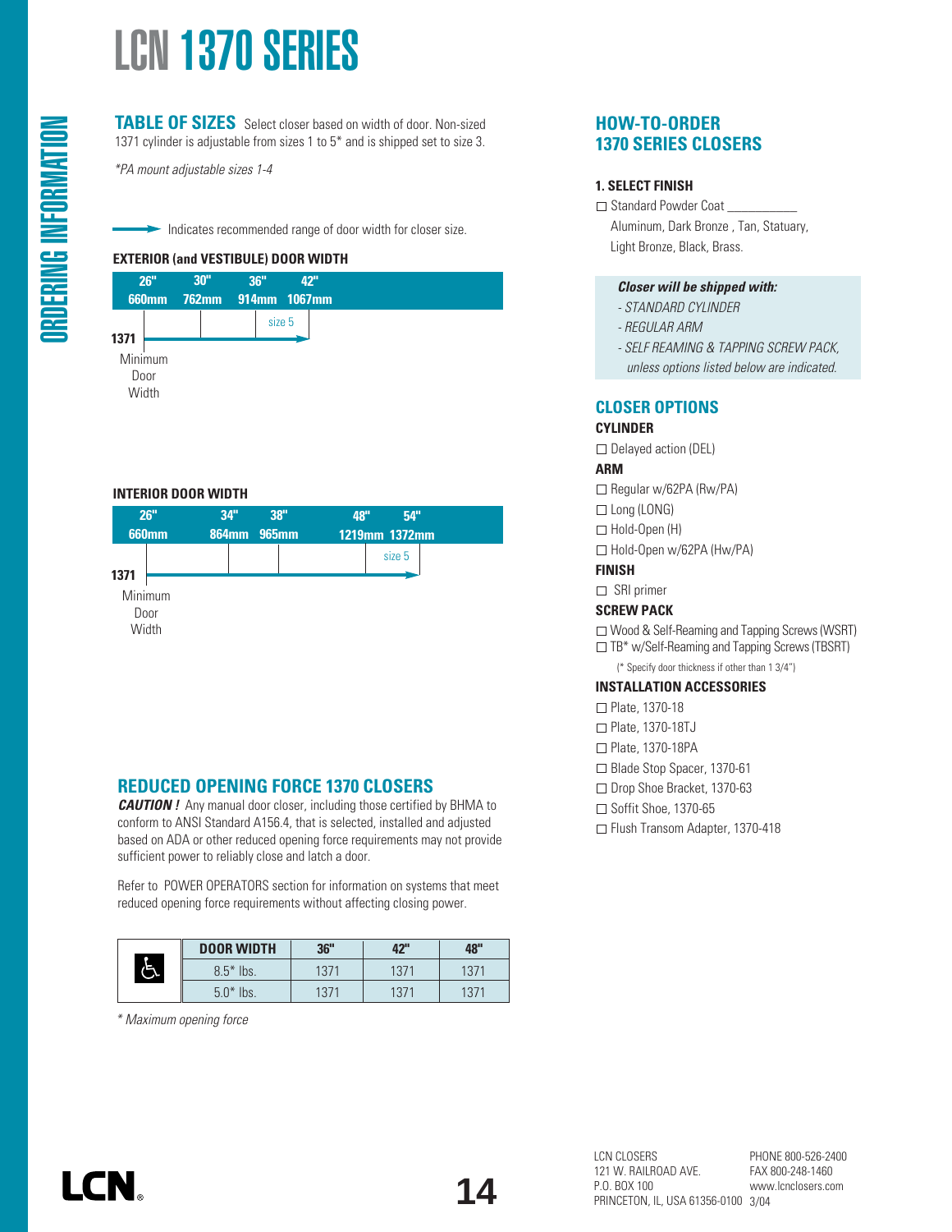# LCN 1370 SERIES

ORDERING INFORMATION

## TABLE OF SIZES

Select closer based on width of door. Non-sized 1371 cylinder is adjustable from sizes 1 to 5* and is shipped set to size 3.

*\*PA mount adjustable sizes 1-4*

→ Indicates recommended range of door width for closer size.

### EXTERIOR (and VESTIBULE) DOOR WIDTH

26" 660mm
30" 762mm
36" 914mm
42" 1067mm

size 5

1371

Minimum Door Width

### INTERIOR DOOR WIDTH

26" 660mm
34" 864mm
38" 965mm
48" 1219mm
54" 1372mm

size 5

1371

Minimum Door Width

## REDUCED OPENING FORCE 1370 CLOSERS

***CAUTION !*** Any manual door closer, including those certified by BHMA to conform to ANSI Standard A156.4, that is selected, installed and adjusted based on ADA or other reduced opening force requirements may not provide sufficient power to reliably close and latch a door.

Refer to POWER OPERATORS section for information on systems that meet reduced opening force requirements without affecting closing power.

| ♿ | DOOR WIDTH | 36" | 42" | 48" |
|---|---|---|---|---|
| | 8.5* lbs. | 1371 | 1371 | 1371 |
| | 5.0* lbs. | 1371 | 1371 | 1371 |

*\* Maximum opening force*

## HOW-TO-ORDER 1370 SERIES CLOSERS

### 1. SELECT FINISH

☐ Standard Powder Coat ___________
Aluminum, Dark Bronze , Tan, Statuary, Light Bronze, Black, Brass.

***Closer will be shipped with:***
*- STANDARD CYLINDER*
*- REGULAR ARM*
*- SELF REAMING & TAPPING SCREW PACK, unless options listed below are indicated.*

## CLOSER OPTIONS

### CYLINDER

☐ Delayed action (DEL)

### ARM

☐ Regular w/62PA (Rw/PA)
☐ Long (LONG)
☐ Hold-Open (H)
☐ Hold-Open w/62PA (Hw/PA)

### FINISH

☐ SRI primer

### SCREW PACK

☐ Wood & Self-Reaming and Tapping Screws (WSRT)
☐ TB* w/Self-Reaming and Tapping Screws (TBSRT)
(* Specify door thickness if other than 1 3/4")

### INSTALLATION ACCESSORIES

☐ Plate, 1370-18
☐ Plate, 1370-18TJ
☐ Plate, 1370-18PA
☐ Blade Stop Spacer, 1370-61
☐ Drop Shoe Bracket, 1370-63
☐ Soffit Shoe, 1370-65
☐ Flush Transom Adapter, 1370-418

LCN CLOSERS
121 W. RAILROAD AVE.
P.O. BOX 100
PRINCETON, IL, USA 61356-0100

PHONE 800-526-2400
FAX 800-248-1460
www.lcnclosers.com
3/04